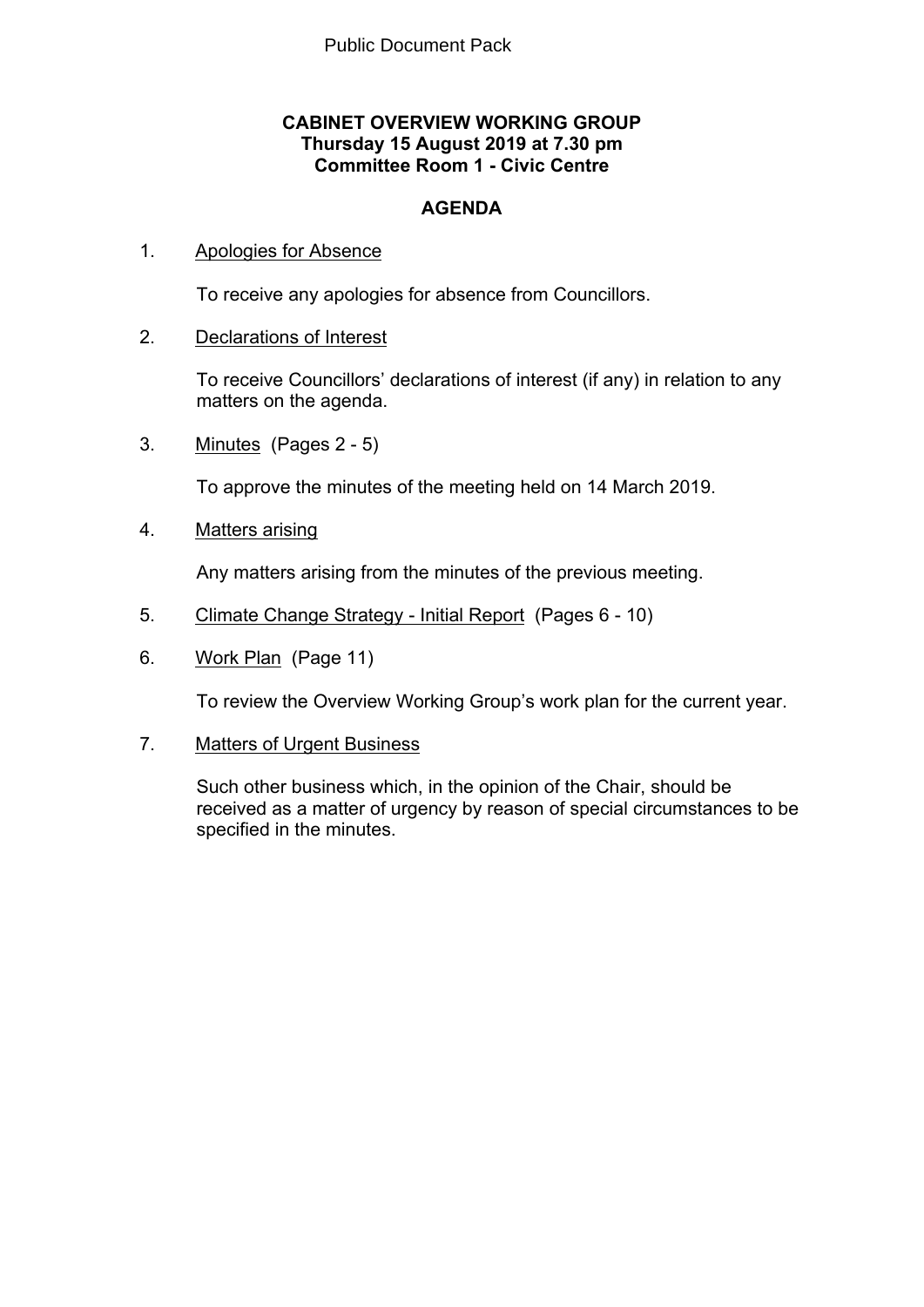Public Document Pack

**CABINET OVERVIEW WORKING GROUP**
**Thursday 15 August 2019 at 7.30 pm**
**Committee Room 1 - Civic Centre**

## AGENDA

1. Apologies for Absence

   To receive any apologies for absence from Councillors.

2. Declarations of Interest

   To receive Councillors' declarations of interest (if any) in relation to any matters on the agenda.

3. Minutes (Pages 2 - 5)

   To approve the minutes of the meeting held on 14 March 2019.

4. Matters arising

   Any matters arising from the minutes of the previous meeting.

5. Climate Change Strategy - Initial Report (Pages 6 - 10)

6. Work Plan (Page 11)

   To review the Overview Working Group's work plan for the current year.

7. Matters of Urgent Business

   Such other business which, in the opinion of the Chair, should be received as a matter of urgency by reason of special circumstances to be specified in the minutes.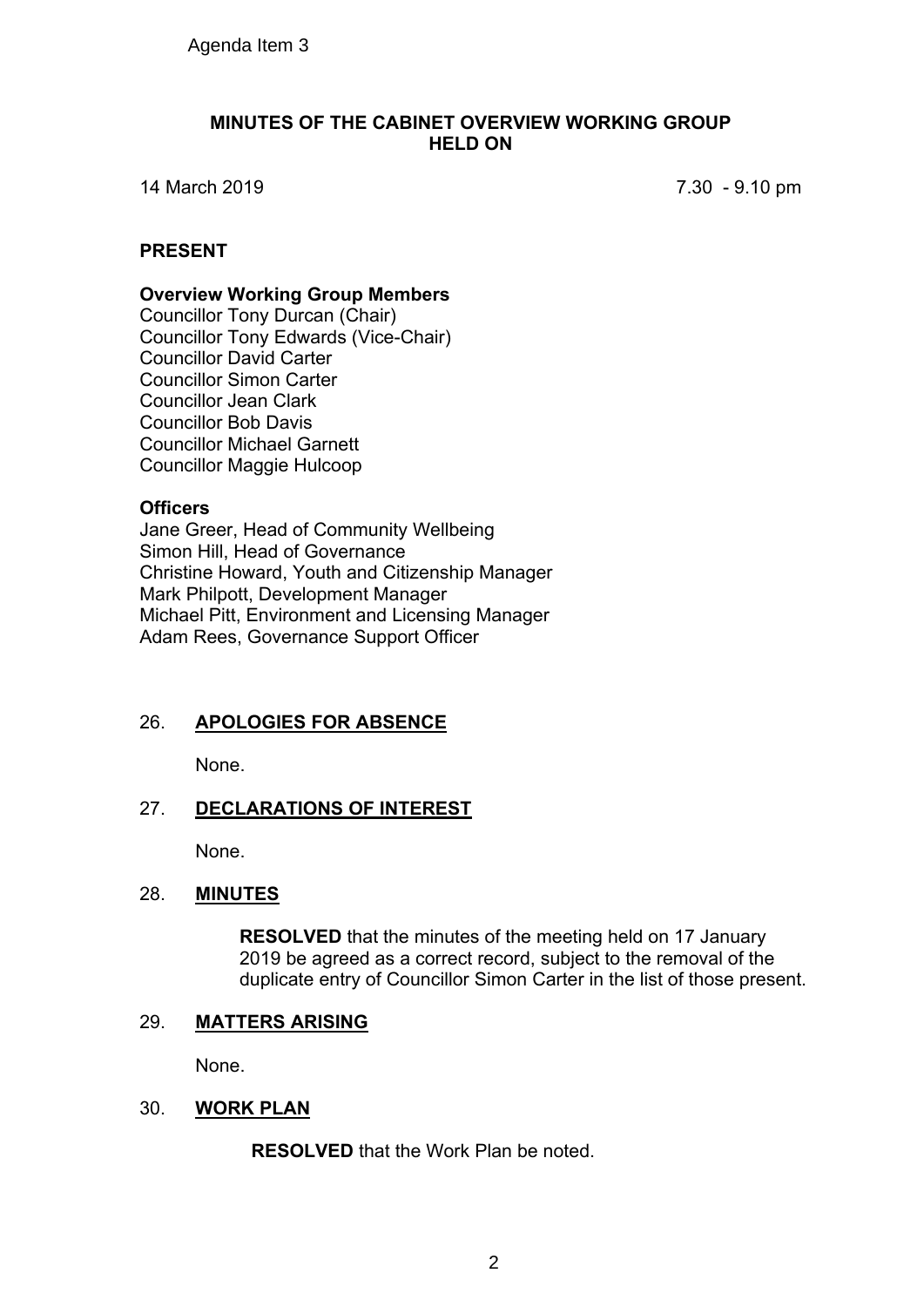Agenda Item 3

# MINUTES OF THE CABINET OVERVIEW WORKING GROUP HELD ON

14 March 2019 7.30 - 9.10 pm

## PRESENT

**Overview Working Group Members**
Councillor Tony Durcan (Chair)
Councillor Tony Edwards (Vice-Chair)
Councillor David Carter
Councillor Simon Carter
Councillor Jean Clark
Councillor Bob Davis
Councillor Michael Garnett
Councillor Maggie Hulcoop

**Officers**
Jane Greer, Head of Community Wellbeing
Simon Hill, Head of Governance
Christine Howard, Youth and Citizenship Manager
Mark Philpott, Development Manager
Michael Pitt, Environment and Licensing Manager
Adam Rees, Governance Support Officer

## 26. APOLOGIES FOR ABSENCE

None.

## 27. DECLARATIONS OF INTEREST

None.

## 28. MINUTES

**RESOLVED** that the minutes of the meeting held on 17 January 2019 be agreed as a correct record, subject to the removal of the duplicate entry of Councillor Simon Carter in the list of those present.

## 29. MATTERS ARISING

None.

## 30. WORK PLAN

**RESOLVED** that the Work Plan be noted.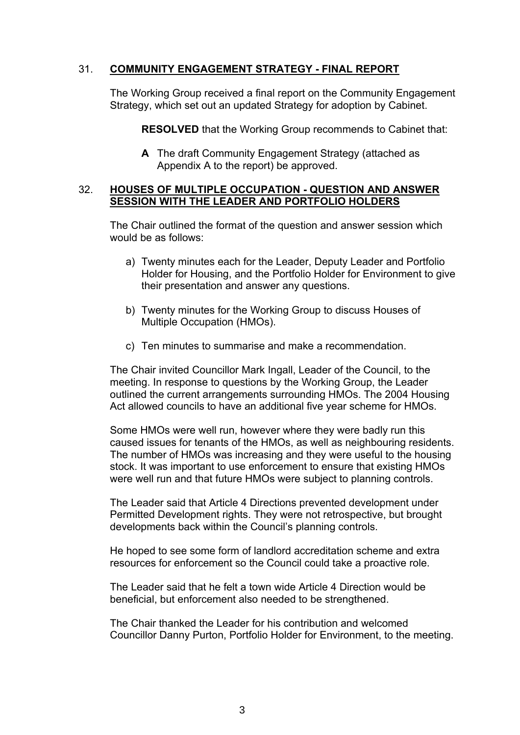## 31. COMMUNITY ENGAGEMENT STRATEGY - FINAL REPORT

The Working Group received a final report on the Community Engagement Strategy, which set out an updated Strategy for adoption by Cabinet.

**RESOLVED** that the Working Group recommends to Cabinet that:

**A** The draft Community Engagement Strategy (attached as Appendix A to the report) be approved.

## 32. HOUSES OF MULTIPLE OCCUPATION - QUESTION AND ANSWER SESSION WITH THE LEADER AND PORTFOLIO HOLDERS

The Chair outlined the format of the question and answer session which would be as follows:

a) Twenty minutes each for the Leader, Deputy Leader and Portfolio Holder for Housing, and the Portfolio Holder for Environment to give their presentation and answer any questions.

b) Twenty minutes for the Working Group to discuss Houses of Multiple Occupation (HMOs).

c) Ten minutes to summarise and make a recommendation.

The Chair invited Councillor Mark Ingall, Leader of the Council, to the meeting. In response to questions by the Working Group, the Leader outlined the current arrangements surrounding HMOs. The 2004 Housing Act allowed councils to have an additional five year scheme for HMOs.

Some HMOs were well run, however where they were badly run this caused issues for tenants of the HMOs, as well as neighbouring residents. The number of HMOs was increasing and they were useful to the housing stock. It was important to use enforcement to ensure that existing HMOs were well run and that future HMOs were subject to planning controls.

The Leader said that Article 4 Directions prevented development under Permitted Development rights. They were not retrospective, but brought developments back within the Council's planning controls.

He hoped to see some form of landlord accreditation scheme and extra resources for enforcement so the Council could take a proactive role.

The Leader said that he felt a town wide Article 4 Direction would be beneficial, but enforcement also needed to be strengthened.

The Chair thanked the Leader for his contribution and welcomed Councillor Danny Purton, Portfolio Holder for Environment, to the meeting.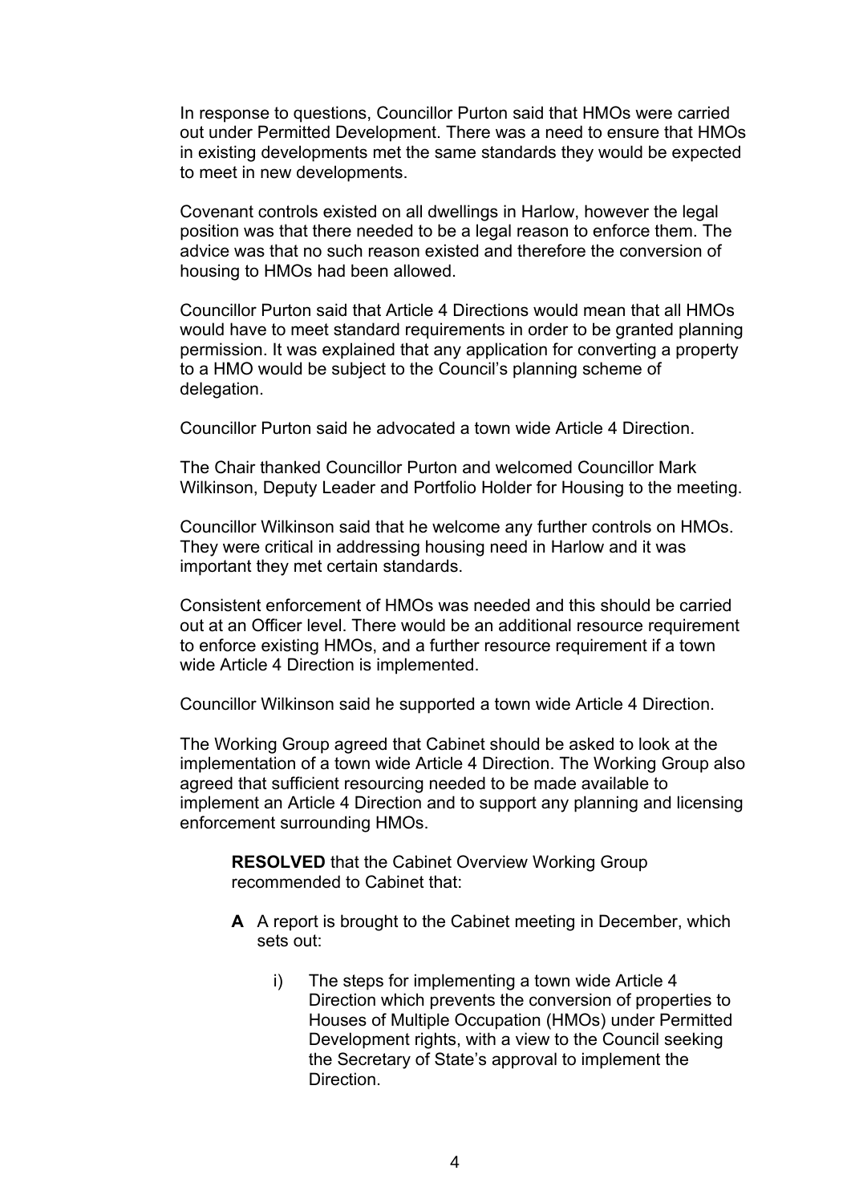In response to questions, Councillor Purton said that HMOs were carried out under Permitted Development. There was a need to ensure that HMOs in existing developments met the same standards they would be expected to meet in new developments.

Covenant controls existed on all dwellings in Harlow, however the legal position was that there needed to be a legal reason to enforce them. The advice was that no such reason existed and therefore the conversion of housing to HMOs had been allowed.

Councillor Purton said that Article 4 Directions would mean that all HMOs would have to meet standard requirements in order to be granted planning permission. It was explained that any application for converting a property to a HMO would be subject to the Council's planning scheme of delegation.

Councillor Purton said he advocated a town wide Article 4 Direction.

The Chair thanked Councillor Purton and welcomed Councillor Mark Wilkinson, Deputy Leader and Portfolio Holder for Housing to the meeting.

Councillor Wilkinson said that he welcome any further controls on HMOs. They were critical in addressing housing need in Harlow and it was important they met certain standards.

Consistent enforcement of HMOs was needed and this should be carried out at an Officer level. There would be an additional resource requirement to enforce existing HMOs, and a further resource requirement if a town wide Article 4 Direction is implemented.

Councillor Wilkinson said he supported a town wide Article 4 Direction.

The Working Group agreed that Cabinet should be asked to look at the implementation of a town wide Article 4 Direction. The Working Group also agreed that sufficient resourcing needed to be made available to implement an Article 4 Direction and to support any planning and licensing enforcement surrounding HMOs.

> **RESOLVED** that the Cabinet Overview Working Group recommended to Cabinet that:
>
> **A** A report is brought to the Cabinet meeting in December, which sets out:
>
> i) The steps for implementing a town wide Article 4 Direction which prevents the conversion of properties to Houses of Multiple Occupation (HMOs) under Permitted Development rights, with a view to the Council seeking the Secretary of State's approval to implement the Direction.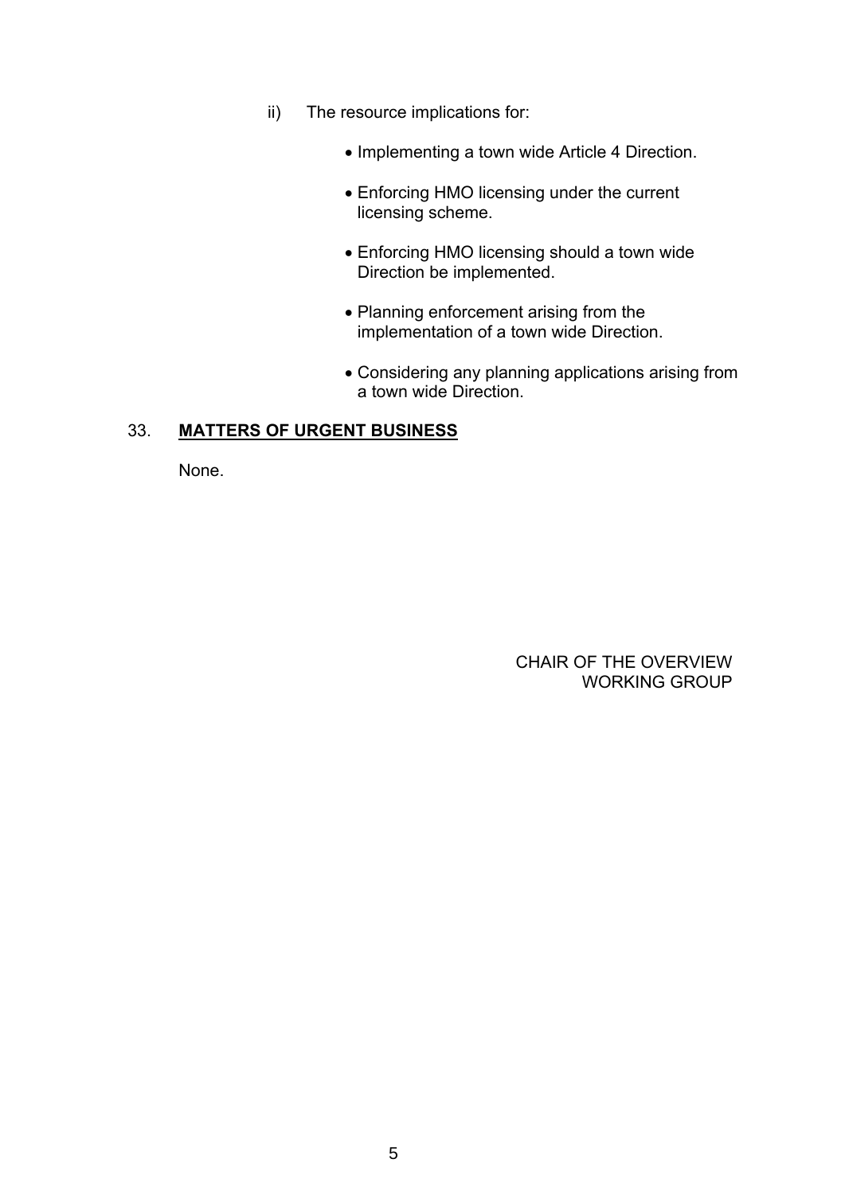ii) The resource implications for:

- Implementing a town wide Article 4 Direction.
- Enforcing HMO licensing under the current licensing scheme.
- Enforcing HMO licensing should a town wide Direction be implemented.
- Planning enforcement arising from the implementation of a town wide Direction.
- Considering any planning applications arising from a town wide Direction.

33. **MATTERS OF URGENT BUSINESS**

None.

CHAIR OF THE OVERVIEW
WORKING GROUP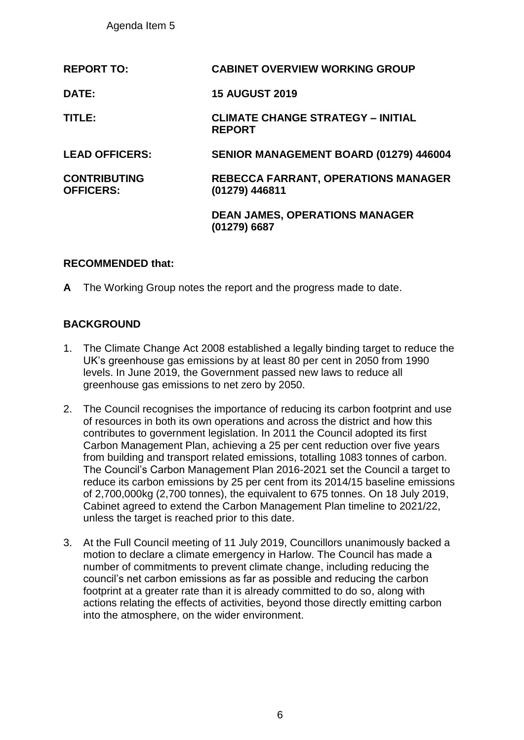Agenda Item 5

| | |
|---|---|
| **REPORT TO:** | **CABINET OVERVIEW WORKING GROUP** |
| **DATE:** | **15 AUGUST 2019** |
| **TITLE:** | **CLIMATE CHANGE STRATEGY – INITIAL REPORT** |
| **LEAD OFFICERS:** | **SENIOR MANAGEMENT BOARD (01279) 446004** |
| **CONTRIBUTING OFFICERS:** | **REBECCA FARRANT, OPERATIONS MANAGER (01279) 446811** |
| | **DEAN JAMES, OPERATIONS MANAGER (01279) 6687** |

**RECOMMENDED that:**

**A** The Working Group notes the report and the progress made to date.

## BACKGROUND

1. The Climate Change Act 2008 established a legally binding target to reduce the UK's greenhouse gas emissions by at least 80 per cent in 2050 from 1990 levels. In June 2019, the Government passed new laws to reduce all greenhouse gas emissions to net zero by 2050.

2. The Council recognises the importance of reducing its carbon footprint and use of resources in both its own operations and across the district and how this contributes to government legislation. In 2011 the Council adopted its first Carbon Management Plan, achieving a 25 per cent reduction over five years from building and transport related emissions, totalling 1083 tonnes of carbon. The Council's Carbon Management Plan 2016-2021 set the Council a target to reduce its carbon emissions by 25 per cent from its 2014/15 baseline emissions of 2,700,000kg (2,700 tonnes), the equivalent to 675 tonnes. On 18 July 2019, Cabinet agreed to extend the Carbon Management Plan timeline to 2021/22, unless the target is reached prior to this date.

3. At the Full Council meeting of 11 July 2019, Councillors unanimously backed a motion to declare a climate emergency in Harlow. The Council has made a number of commitments to prevent climate change, including reducing the council's net carbon emissions as far as possible and reducing the carbon footprint at a greater rate than it is already committed to do so, along with actions relating the effects of activities, beyond those directly emitting carbon into the atmosphere, on the wider environment.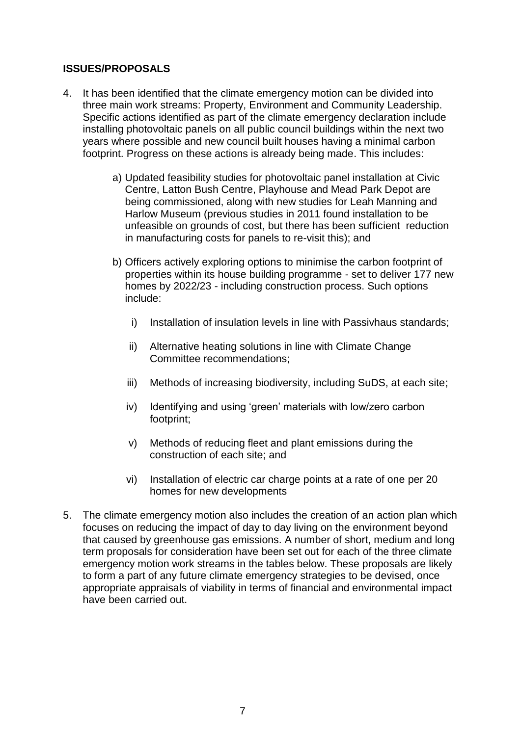**ISSUES/PROPOSALS**

4. It has been identified that the climate emergency motion can be divided into three main work streams: Property, Environment and Community Leadership. Specific actions identified as part of the climate emergency declaration include installing photovoltaic panels on all public council buildings within the next two years where possible and new council built houses having a minimal carbon footprint. Progress on these actions is already being made. This includes:

   a) Updated feasibility studies for photovoltaic panel installation at Civic Centre, Latton Bush Centre, Playhouse and Mead Park Depot are being commissioned, along with new studies for Leah Manning and Harlow Museum (previous studies in 2011 found installation to be unfeasible on grounds of cost, but there has been sufficient reduction in manufacturing costs for panels to re-visit this); and

   b) Officers actively exploring options to minimise the carbon footprint of properties within its house building programme - set to deliver 177 new homes by 2022/23 - including construction process. Such options include:

      i) Installation of insulation levels in line with Passivhaus standards;

      ii) Alternative heating solutions in line with Climate Change Committee recommendations;

      iii) Methods of increasing biodiversity, including SuDS, at each site;

      iv) Identifying and using 'green' materials with low/zero carbon footprint;

      v) Methods of reducing fleet and plant emissions during the construction of each site; and

      vi) Installation of electric car charge points at a rate of one per 20 homes for new developments

5. The climate emergency motion also includes the creation of an action plan which focuses on reducing the impact of day to day living on the environment beyond that caused by greenhouse gas emissions. A number of short, medium and long term proposals for consideration have been set out for each of the three climate emergency motion work streams in the tables below. These proposals are likely to form a part of any future climate emergency strategies to be devised, once appropriate appraisals of viability in terms of financial and environmental impact have been carried out.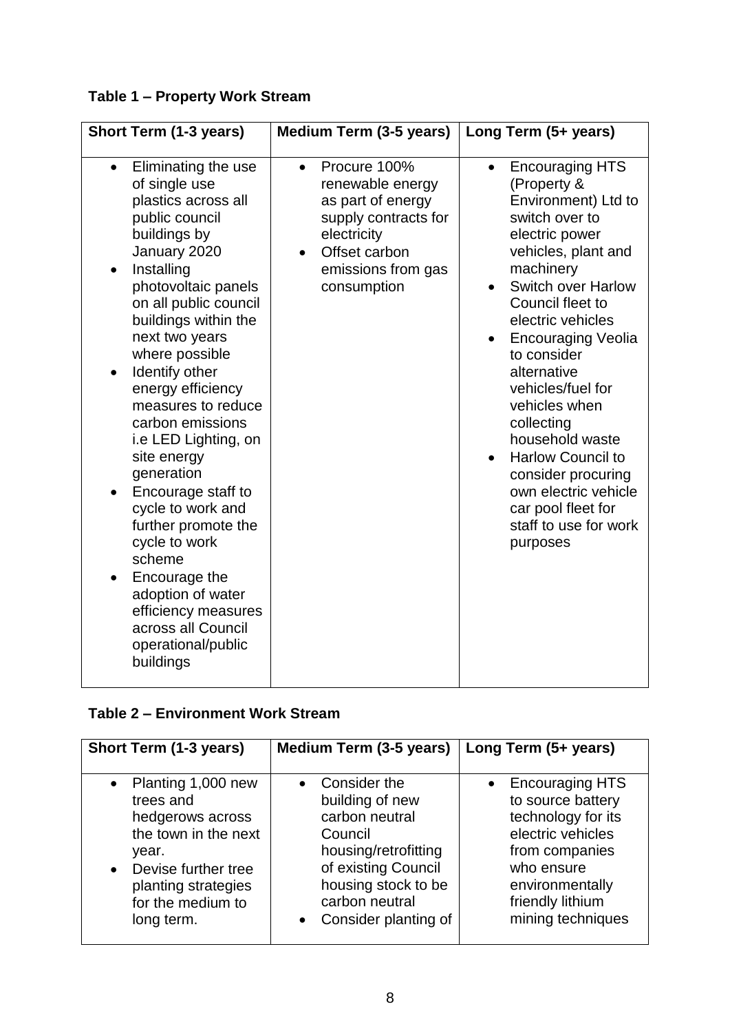**Table 1 – Property Work Stream**

| Short Term (1-3 years) | Medium Term (3-5 years) | Long Term (5+ years) |
|---|---|---|
| • Eliminating the use of single use plastics across all public council buildings by January 2020<br>• Installing photovoltaic panels on all public council buildings within the next two years where possible<br>• Identify other energy efficiency measures to reduce carbon emissions i.e LED Lighting, on site energy generation<br>• Encourage staff to cycle to work and further promote the cycle to work scheme<br>• Encourage the adoption of water efficiency measures across all Council operational/public buildings | • Procure 100% renewable energy as part of energy supply contracts for electricity<br>• Offset carbon emissions from gas consumption | • Encouraging HTS (Property & Environment) Ltd to switch over to electric power vehicles, plant and machinery<br>• Switch over Harlow Council fleet to electric vehicles<br>• Encouraging Veolia to consider alternative vehicles/fuel for vehicles when collecting household waste<br>• Harlow Council to consider procuring own electric vehicle car pool fleet for staff to use for work purposes |

**Table 2 – Environment Work Stream**

| Short Term (1-3 years) | Medium Term (3-5 years) | Long Term (5+ years) |
|---|---|---|
| • Planting 1,000 new trees and hedgerows across the town in the next year.<br>• Devise further tree planting strategies for the medium to long term. | • Consider the building of new carbon neutral Council housing/retrofitting of existing Council housing stock to be carbon neutral<br>• Consider planting of | • Encouraging HTS to source battery technology for its electric vehicles from companies who ensure environmentally friendly lithium mining techniques |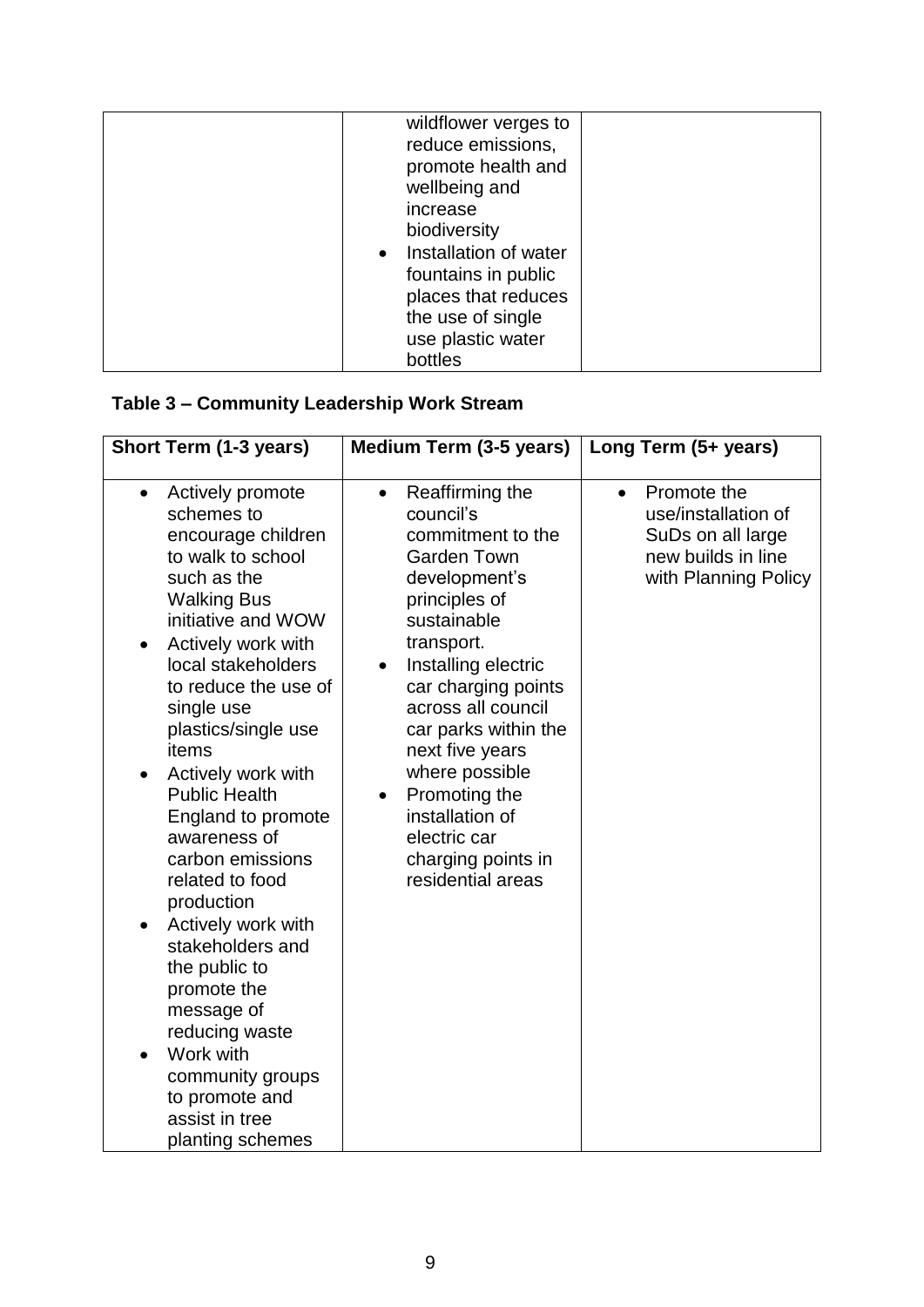| | | |
|---|---|---|
| | • wildflower verges to reduce emissions, promote health and wellbeing and increase biodiversity<br>• Installation of water fountains in public places that reduces the use of single use plastic water bottles | |

**Table 3 – Community Leadership Work Stream**

| Short Term (1-3 years) | Medium Term (3-5 years) | Long Term (5+ years) |
|---|---|---|
| • Actively promote schemes to encourage children to walk to school such as the Walking Bus initiative and WOW<br>• Actively work with local stakeholders to reduce the use of single use plastics/single use items<br>• Actively work with Public Health England to promote awareness of carbon emissions related to food production<br>• Actively work with stakeholders and the public to promote the message of reducing waste<br>• Work with community groups to promote and assist in tree planting schemes | • Reaffirming the council's commitment to the Garden Town development's principles of sustainable transport.<br>• Installing electric car charging points across all council car parks within the next five years where possible<br>• Promoting the installation of electric car charging points in residential areas | • Promote the use/installation of SuDs on all large new builds in line with Planning Policy |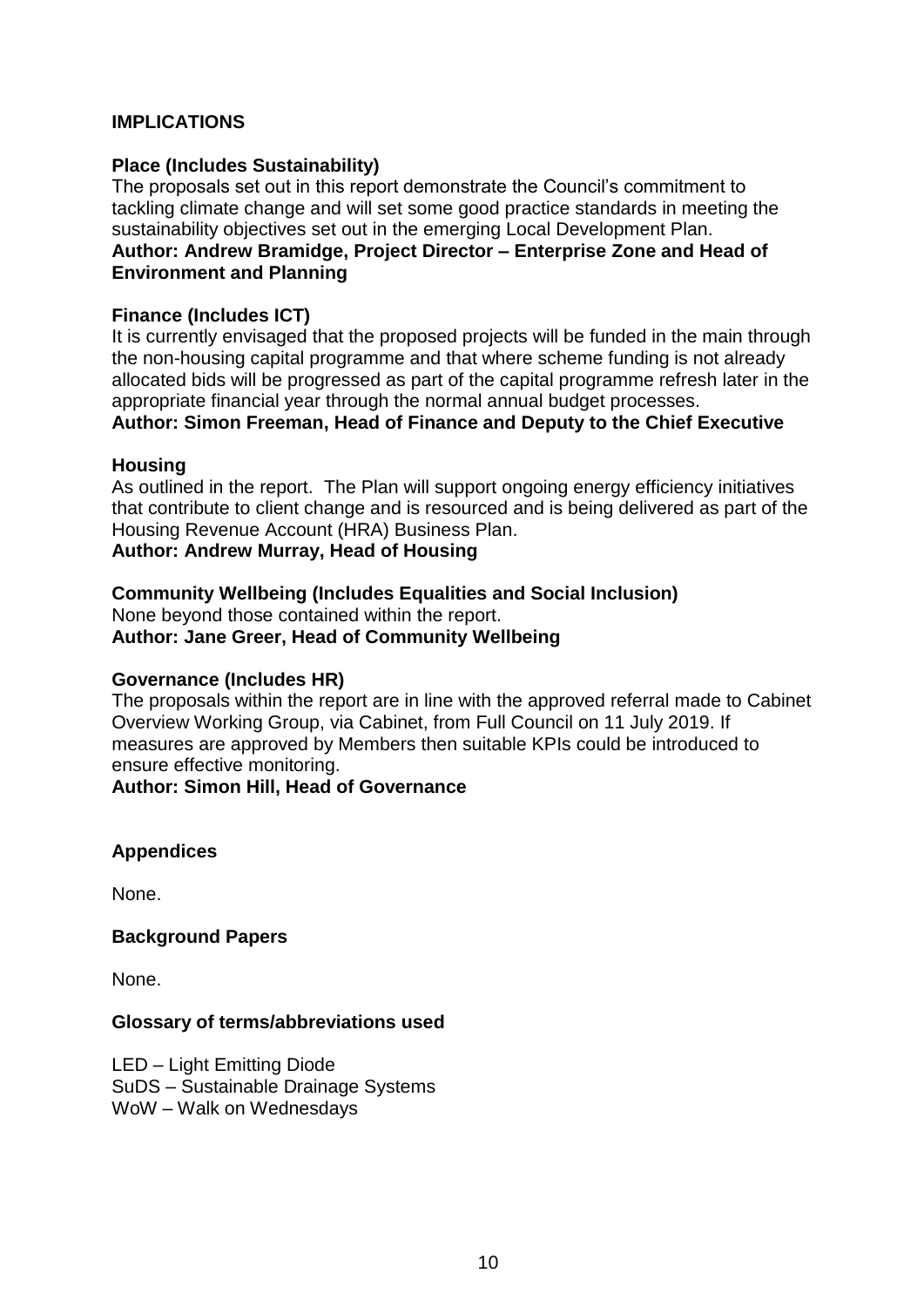## IMPLICATIONS

### Place (Includes Sustainability)

The proposals set out in this report demonstrate the Council's commitment to tackling climate change and will set some good practice standards in meeting the sustainability objectives set out in the emerging Local Development Plan.

**Author: Andrew Bramidge, Project Director – Enterprise Zone and Head of Environment and Planning**

### Finance (Includes ICT)

It is currently envisaged that the proposed projects will be funded in the main through the non-housing capital programme and that where scheme funding is not already allocated bids will be progressed as part of the capital programme refresh later in the appropriate financial year through the normal annual budget processes.

**Author: Simon Freeman, Head of Finance and Deputy to the Chief Executive**

### Housing

As outlined in the report. The Plan will support ongoing energy efficiency initiatives that contribute to client change and is resourced and is being delivered as part of the Housing Revenue Account (HRA) Business Plan.

**Author: Andrew Murray, Head of Housing**

### Community Wellbeing (Includes Equalities and Social Inclusion)

None beyond those contained within the report.

**Author: Jane Greer, Head of Community Wellbeing**

### Governance (Includes HR)

The proposals within the report are in line with the approved referral made to Cabinet Overview Working Group, via Cabinet, from Full Council on 11 July 2019. If measures are approved by Members then suitable KPIs could be introduced to ensure effective monitoring.

**Author: Simon Hill, Head of Governance**

## Appendices

None.

## Background Papers

None.

## Glossary of terms/abbreviations used

LED – Light Emitting Diode
SuDS – Sustainable Drainage Systems
WoW – Walk on Wednesdays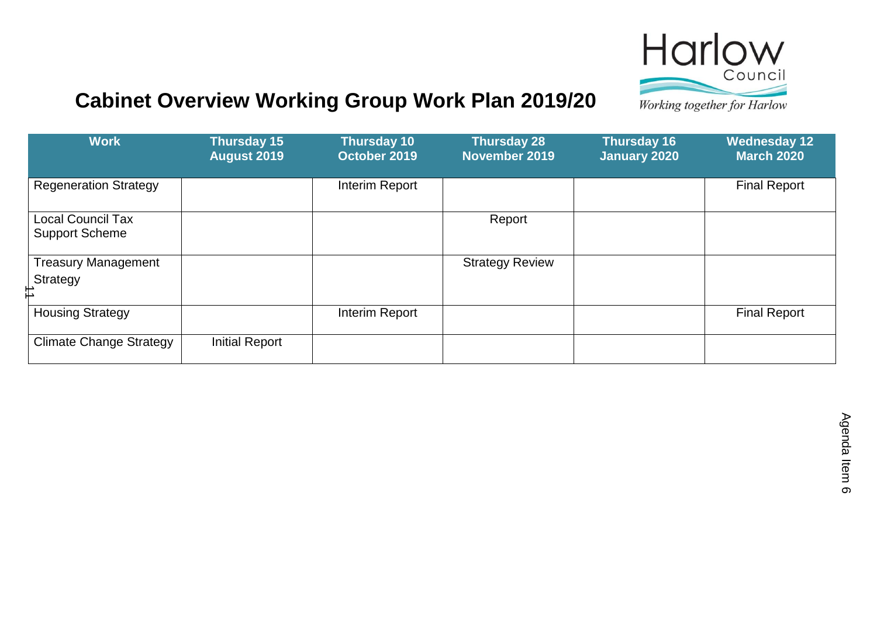Harlow Council

*Working together for Harlow*

# Cabinet Overview Working Group Work Plan 2019/20

| Work | Thursday 15 August 2019 | Thursday 10 October 2019 | Thursday 28 November 2019 | Thursday 16 January 2020 | Wednesday 12 March 2020 |
|---|---|---|---|---|---|
| Regeneration Strategy | | Interim Report | | | Final Report |
| Local Council Tax Support Scheme | | | Report | | |
| Treasury Management Strategy | | | Strategy Review | | |
| Housing Strategy | | Interim Report | | | Final Report |
| Climate Change Strategy | Initial Report | | | | |

Agenda Item 6